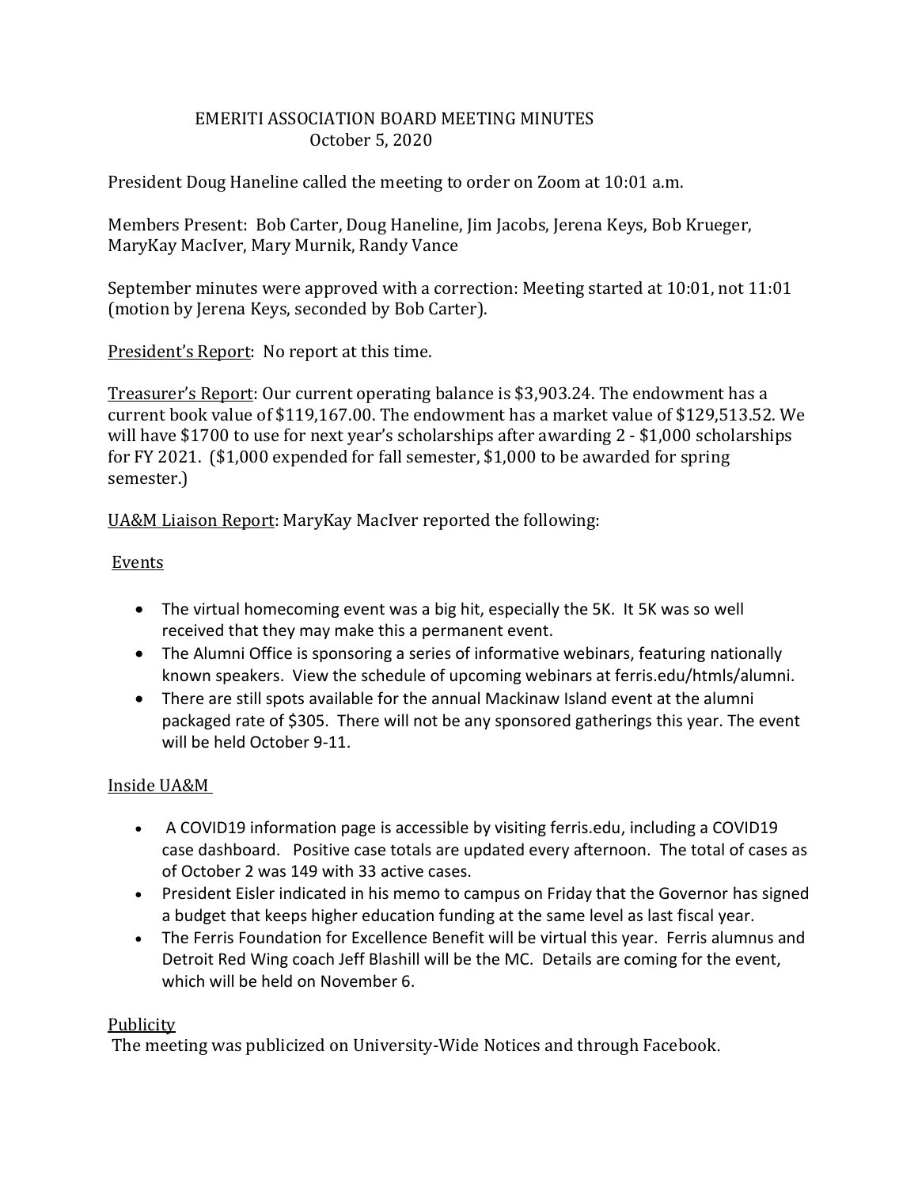# EMERITI ASSOCIATION BOARD MEETING MINUTES
October 5, 2020

President Doug Haneline called the meeting to order on Zoom at 10:01 a.m.

Members Present: Bob Carter, Doug Haneline, Jim Jacobs, Jerena Keys, Bob Krueger, MaryKay MacIver, Mary Murnik, Randy Vance

September minutes were approved with a correction: Meeting started at 10:01, not 11:01 (motion by Jerena Keys, seconded by Bob Carter).

<u>President's Report</u>: No report at this time.

<u>Treasurer's Report</u>: Our current operating balance is $3,903.24. The endowment has a current book value of $119,167.00. The endowment has a market value of $129,513.52. We will have $1700 to use for next year's scholarships after awarding 2 - $1,000 scholarships for FY 2021. ($1,000 expended for fall semester, $1,000 to be awarded for spring semester.)

<u>UA&M Liaison Report</u>: MaryKay MacIver reported the following:

<u>Events</u>

- The virtual homecoming event was a big hit, especially the 5K. It 5K was so well received that they may make this a permanent event.
- The Alumni Office is sponsoring a series of informative webinars, featuring nationally known speakers. View the schedule of upcoming webinars at ferris.edu/htmls/alumni.
- There are still spots available for the annual Mackinaw Island event at the alumni packaged rate of $305. There will not be any sponsored gatherings this year. The event will be held October 9-11.

<u>Inside UA&M</u>

- A COVID19 information page is accessible by visiting ferris.edu, including a COVID19 case dashboard. Positive case totals are updated every afternoon. The total of cases as of October 2 was 149 with 33 active cases.
- President Eisler indicated in his memo to campus on Friday that the Governor has signed a budget that keeps higher education funding at the same level as last fiscal year.
- The Ferris Foundation for Excellence Benefit will be virtual this year. Ferris alumnus and Detroit Red Wing coach Jeff Blashill will be the MC. Details are coming for the event, which will be held on November 6.

<u>Publicity</u>

The meeting was publicized on University-Wide Notices and through Facebook.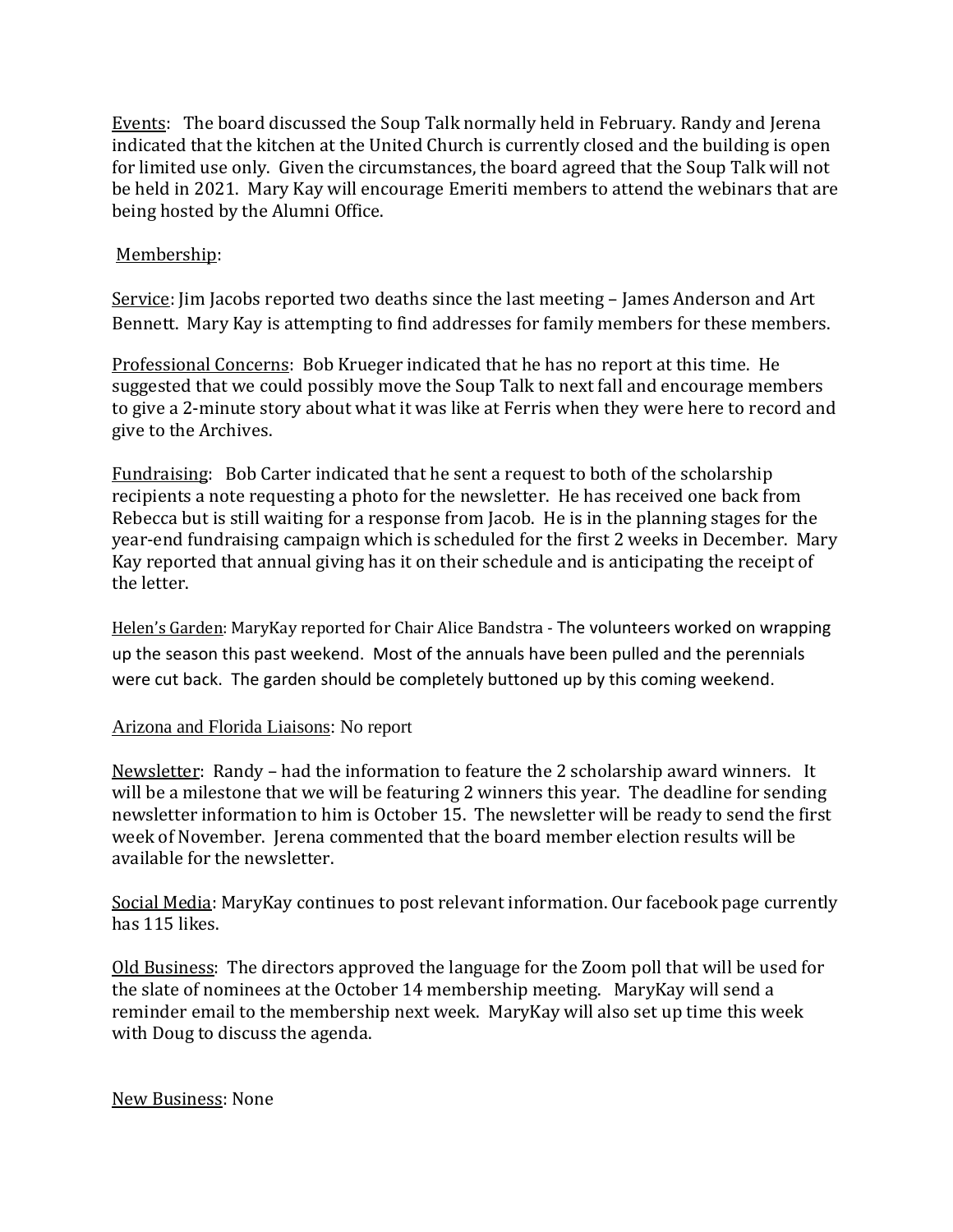Events: The board discussed the Soup Talk normally held in February. Randy and Jerena indicated that the kitchen at the United Church is currently closed and the building is open for limited use only. Given the circumstances, the board agreed that the Soup Talk will not be held in 2021. Mary Kay will encourage Emeriti members to attend the webinars that are being hosted by the Alumni Office.

Membership:

Service: Jim Jacobs reported two deaths since the last meeting – James Anderson and Art Bennett. Mary Kay is attempting to find addresses for family members for these members.

Professional Concerns: Bob Krueger indicated that he has no report at this time. He suggested that we could possibly move the Soup Talk to next fall and encourage members to give a 2-minute story about what it was like at Ferris when they were here to record and give to the Archives.

Fundraising: Bob Carter indicated that he sent a request to both of the scholarship recipients a note requesting a photo for the newsletter. He has received one back from Rebecca but is still waiting for a response from Jacob. He is in the planning stages for the year-end fundraising campaign which is scheduled for the first 2 weeks in December. Mary Kay reported that annual giving has it on their schedule and is anticipating the receipt of the letter.

Helen's Garden: MaryKay reported for Chair Alice Bandstra - The volunteers worked on wrapping up the season this past weekend. Most of the annuals have been pulled and the perennials were cut back. The garden should be completely buttoned up by this coming weekend.

Arizona and Florida Liaisons: No report

Newsletter: Randy – had the information to feature the 2 scholarship award winners. It will be a milestone that we will be featuring 2 winners this year. The deadline for sending newsletter information to him is October 15. The newsletter will be ready to send the first week of November. Jerena commented that the board member election results will be available for the newsletter.

Social Media: MaryKay continues to post relevant information. Our facebook page currently has 115 likes.

Old Business: The directors approved the language for the Zoom poll that will be used for the slate of nominees at the October 14 membership meeting. MaryKay will send a reminder email to the membership next week. MaryKay will also set up time this week with Doug to discuss the agenda.

New Business: None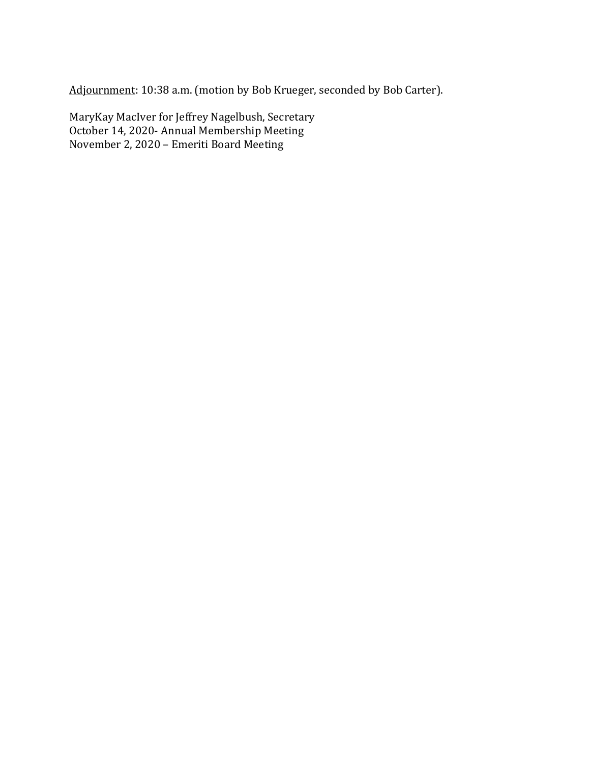<u>Adjournment</u>: 10:38 a.m. (motion by Bob Krueger, seconded by Bob Carter).

MaryKay MacIver for Jeffrey Nagelbush, Secretary
October 14, 2020- Annual Membership Meeting
November 2, 2020 – Emeriti Board Meeting